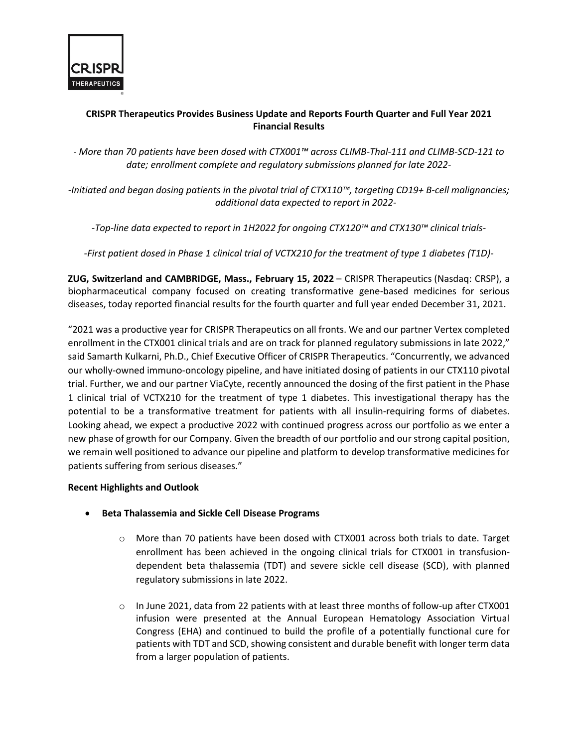# CRISPR Therapeutics Provides Business Update and Reports Fourth Quarter and Full Year 2021 Financial Results

*- More than 70 patients have been dosed with CTX001™ across CLIMB-Thal-111 and CLIMB-SCD-121 to date; enrollment complete and regulatory submissions planned for late 2022-*

*-Initiated and began dosing patients in the pivotal trial of CTX110™, targeting CD19+ B-cell malignancies; additional data expected to report in 2022-*

*-Top-line data expected to report in 1H2022 for ongoing CTX120™ and CTX130™ clinical trials-*

*-First patient dosed in Phase 1 clinical trial of VCTX210 for the treatment of type 1 diabetes (T1D)-*

**ZUG, Switzerland and CAMBRIDGE, Mass., February 15, 2022** – CRISPR Therapeutics (Nasdaq: CRSP), a biopharmaceutical company focused on creating transformative gene-based medicines for serious diseases, today reported financial results for the fourth quarter and full year ended December 31, 2021.

"2021 was a productive year for CRISPR Therapeutics on all fronts. We and our partner Vertex completed enrollment in the CTX001 clinical trials and are on track for planned regulatory submissions in late 2022," said Samarth Kulkarni, Ph.D., Chief Executive Officer of CRISPR Therapeutics. "Concurrently, we advanced our wholly-owned immuno-oncology pipeline, and have initiated dosing of patients in our CTX110 pivotal trial. Further, we and our partner ViaCyte, recently announced the dosing of the first patient in the Phase 1 clinical trial of VCTX210 for the treatment of type 1 diabetes. This investigational therapy has the potential to be a transformative treatment for patients with all insulin-requiring forms of diabetes. Looking ahead, we expect a productive 2022 with continued progress across our portfolio as we enter a new phase of growth for our Company. Given the breadth of our portfolio and our strong capital position, we remain well positioned to advance our pipeline and platform to develop transformative medicines for patients suffering from serious diseases."

**Recent Highlights and Outlook**

- **Beta Thalassemia and Sickle Cell Disease Programs**
  - More than 70 patients have been dosed with CTX001 across both trials to date. Target enrollment has been achieved in the ongoing clinical trials for CTX001 in transfusion-dependent beta thalassemia (TDT) and severe sickle cell disease (SCD), with planned regulatory submissions in late 2022.
  - In June 2021, data from 22 patients with at least three months of follow-up after CTX001 infusion were presented at the Annual European Hematology Association Virtual Congress (EHA) and continued to build the profile of a potentially functional cure for patients with TDT and SCD, showing consistent and durable benefit with longer term data from a larger population of patients.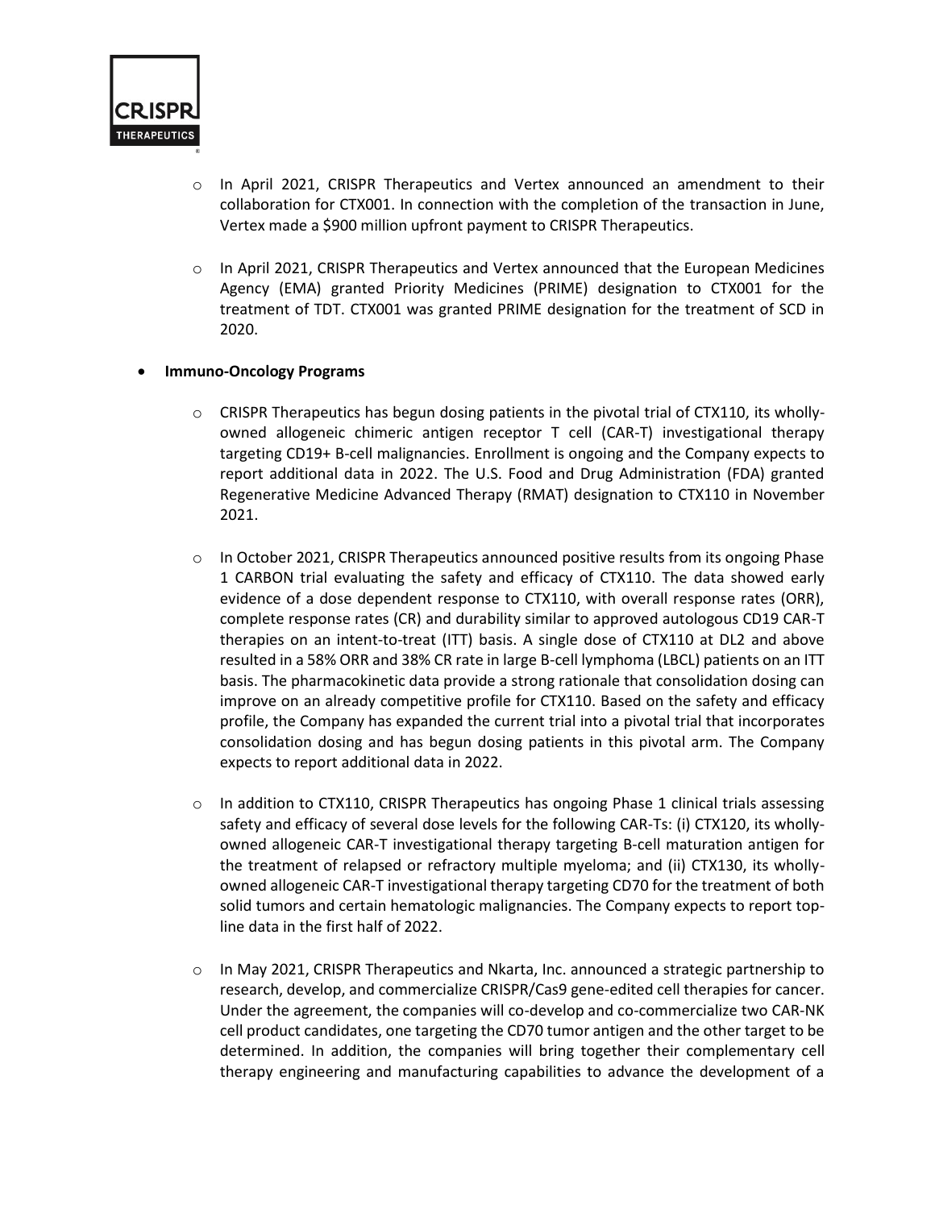- In April 2021, CRISPR Therapeutics and Vertex announced an amendment to their collaboration for CTX001. In connection with the completion of the transaction in June, Vertex made a $900 million upfront payment to CRISPR Therapeutics.

- In April 2021, CRISPR Therapeutics and Vertex announced that the European Medicines Agency (EMA) granted Priority Medicines (PRIME) designation to CTX001 for the treatment of TDT. CTX001 was granted PRIME designation for the treatment of SCD in 2020.

- **Immuno-Oncology Programs**

  - CRISPR Therapeutics has begun dosing patients in the pivotal trial of CTX110, its wholly-owned allogeneic chimeric antigen receptor T cell (CAR-T) investigational therapy targeting CD19+ B-cell malignancies. Enrollment is ongoing and the Company expects to report additional data in 2022. The U.S. Food and Drug Administration (FDA) granted Regenerative Medicine Advanced Therapy (RMAT) designation to CTX110 in November 2021.

  - In October 2021, CRISPR Therapeutics announced positive results from its ongoing Phase 1 CARBON trial evaluating the safety and efficacy of CTX110. The data showed early evidence of a dose dependent response to CTX110, with overall response rates (ORR), complete response rates (CR) and durability similar to approved autologous CD19 CAR-T therapies on an intent-to-treat (ITT) basis. A single dose of CTX110 at DL2 and above resulted in a 58% ORR and 38% CR rate in large B-cell lymphoma (LBCL) patients on an ITT basis. The pharmacokinetic data provide a strong rationale that consolidation dosing can improve on an already competitive profile for CTX110. Based on the safety and efficacy profile, the Company has expanded the current trial into a pivotal trial that incorporates consolidation dosing and has begun dosing patients in this pivotal arm. The Company expects to report additional data in 2022.

  - In addition to CTX110, CRISPR Therapeutics has ongoing Phase 1 clinical trials assessing safety and efficacy of several dose levels for the following CAR-Ts: (i) CTX120, its wholly-owned allogeneic CAR-T investigational therapy targeting B-cell maturation antigen for the treatment of relapsed or refractory multiple myeloma; and (ii) CTX130, its wholly-owned allogeneic CAR-T investigational therapy targeting CD70 for the treatment of both solid tumors and certain hematologic malignancies. The Company expects to report top-line data in the first half of 2022.

  - In May 2021, CRISPR Therapeutics and Nkarta, Inc. announced a strategic partnership to research, develop, and commercialize CRISPR/Cas9 gene-edited cell therapies for cancer. Under the agreement, the companies will co-develop and co-commercialize two CAR-NK cell product candidates, one targeting the CD70 tumor antigen and the other target to be determined. In addition, the companies will bring together their complementary cell therapy engineering and manufacturing capabilities to advance the development of a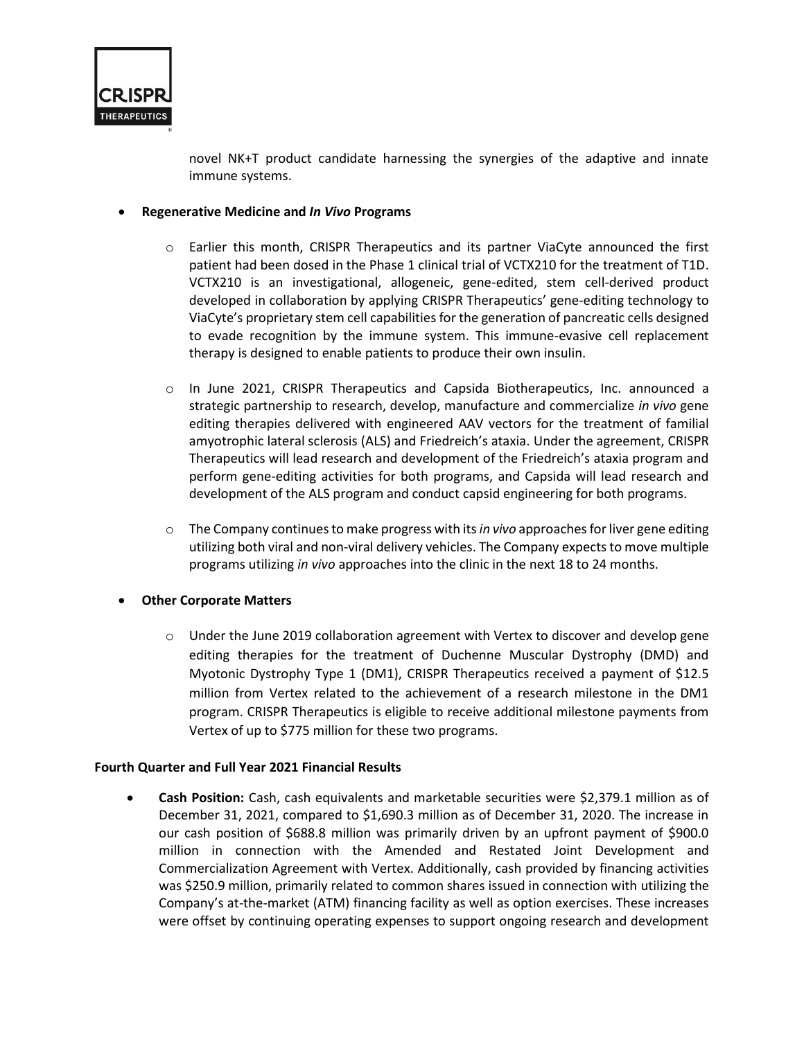novel NK+T product candidate harnessing the synergies of the adaptive and innate immune systems.

- **Regenerative Medicine and *In Vivo* Programs**
  - Earlier this month, CRISPR Therapeutics and its partner ViaCyte announced the first patient had been dosed in the Phase 1 clinical trial of VCTX210 for the treatment of T1D. VCTX210 is an investigational, allogeneic, gene-edited, stem cell-derived product developed in collaboration by applying CRISPR Therapeutics' gene-editing technology to ViaCyte's proprietary stem cell capabilities for the generation of pancreatic cells designed to evade recognition by the immune system. This immune-evasive cell replacement therapy is designed to enable patients to produce their own insulin.
  - In June 2021, CRISPR Therapeutics and Capsida Biotherapeutics, Inc. announced a strategic partnership to research, develop, manufacture and commercialize *in vivo* gene editing therapies delivered with engineered AAV vectors for the treatment of familial amyotrophic lateral sclerosis (ALS) and Friedreich's ataxia. Under the agreement, CRISPR Therapeutics will lead research and development of the Friedreich's ataxia program and perform gene-editing activities for both programs, and Capsida will lead research and development of the ALS program and conduct capsid engineering for both programs.
  - The Company continues to make progress with its *in vivo* approaches for liver gene editing utilizing both viral and non-viral delivery vehicles. The Company expects to move multiple programs utilizing *in vivo* approaches into the clinic in the next 18 to 24 months.

- **Other Corporate Matters**
  - Under the June 2019 collaboration agreement with Vertex to discover and develop gene editing therapies for the treatment of Duchenne Muscular Dystrophy (DMD) and Myotonic Dystrophy Type 1 (DM1), CRISPR Therapeutics received a payment of $12.5 million from Vertex related to the achievement of a research milestone in the DM1 program. CRISPR Therapeutics is eligible to receive additional milestone payments from Vertex of up to $775 million for these two programs.

**Fourth Quarter and Full Year 2021 Financial Results**

- **Cash Position:** Cash, cash equivalents and marketable securities were $2,379.1 million as of December 31, 2021, compared to $1,690.3 million as of December 31, 2020. The increase in our cash position of $688.8 million was primarily driven by an upfront payment of $900.0 million in connection with the Amended and Restated Joint Development and Commercialization Agreement with Vertex. Additionally, cash provided by financing activities was $250.9 million, primarily related to common shares issued in connection with utilizing the Company's at-the-market (ATM) financing facility as well as option exercises. These increases were offset by continuing operating expenses to support ongoing research and development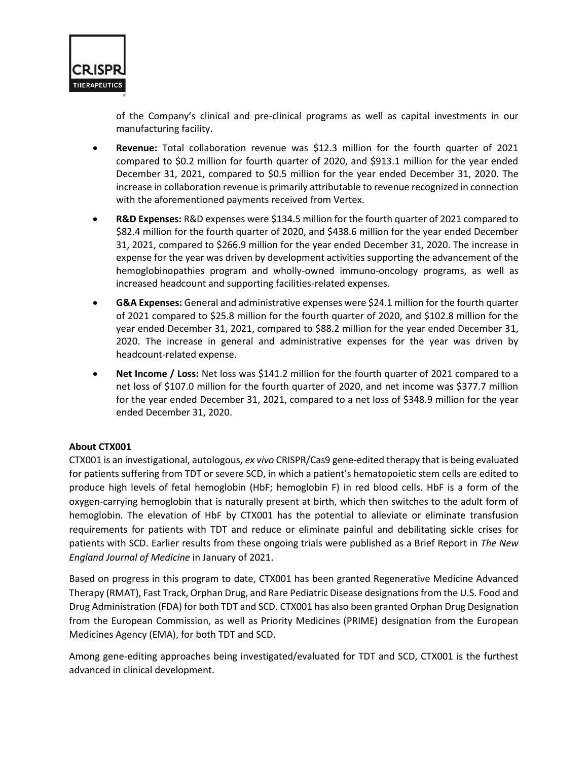of the Company's clinical and pre-clinical programs as well as capital investments in our manufacturing facility.

- **Revenue:** Total collaboration revenue was $12.3 million for the fourth quarter of 2021 compared to $0.2 million for fourth quarter of 2020, and $913.1 million for the year ended December 31, 2021, compared to $0.5 million for the year ended December 31, 2020. The increase in collaboration revenue is primarily attributable to revenue recognized in connection with the aforementioned payments received from Vertex.
- **R&D Expenses:** R&D expenses were $134.5 million for the fourth quarter of 2021 compared to $82.4 million for the fourth quarter of 2020, and $438.6 million for the year ended December 31, 2021, compared to $266.9 million for the year ended December 31, 2020. The increase in expense for the year was driven by development activities supporting the advancement of the hemoglobinopathies program and wholly-owned immuno-oncology programs, as well as increased headcount and supporting facilities-related expenses.
- **G&A Expenses:** General and administrative expenses were $24.1 million for the fourth quarter of 2021 compared to $25.8 million for the fourth quarter of 2020, and $102.8 million for the year ended December 31, 2021, compared to $88.2 million for the year ended December 31, 2020. The increase in general and administrative expenses for the year was driven by headcount-related expense.
- **Net Income / Loss:** Net loss was $141.2 million for the fourth quarter of 2021 compared to a net loss of $107.0 million for the fourth quarter of 2020, and net income was $377.7 million for the year ended December 31, 2021, compared to a net loss of $348.9 million for the year ended December 31, 2020.

**About CTX001**

CTX001 is an investigational, autologous, *ex vivo* CRISPR/Cas9 gene-edited therapy that is being evaluated for patients suffering from TDT or severe SCD, in which a patient's hematopoietic stem cells are edited to produce high levels of fetal hemoglobin (HbF; hemoglobin F) in red blood cells. HbF is a form of the oxygen-carrying hemoglobin that is naturally present at birth, which then switches to the adult form of hemoglobin. The elevation of HbF by CTX001 has the potential to alleviate or eliminate transfusion requirements for patients with TDT and reduce or eliminate painful and debilitating sickle crises for patients with SCD. Earlier results from these ongoing trials were published as a Brief Report in *The New England Journal of Medicine* in January of 2021.

Based on progress in this program to date, CTX001 has been granted Regenerative Medicine Advanced Therapy (RMAT), Fast Track, Orphan Drug, and Rare Pediatric Disease designations from the U.S. Food and Drug Administration (FDA) for both TDT and SCD. CTX001 has also been granted Orphan Drug Designation from the European Commission, as well as Priority Medicines (PRIME) designation from the European Medicines Agency (EMA), for both TDT and SCD.

Among gene-editing approaches being investigated/evaluated for TDT and SCD, CTX001 is the furthest advanced in clinical development.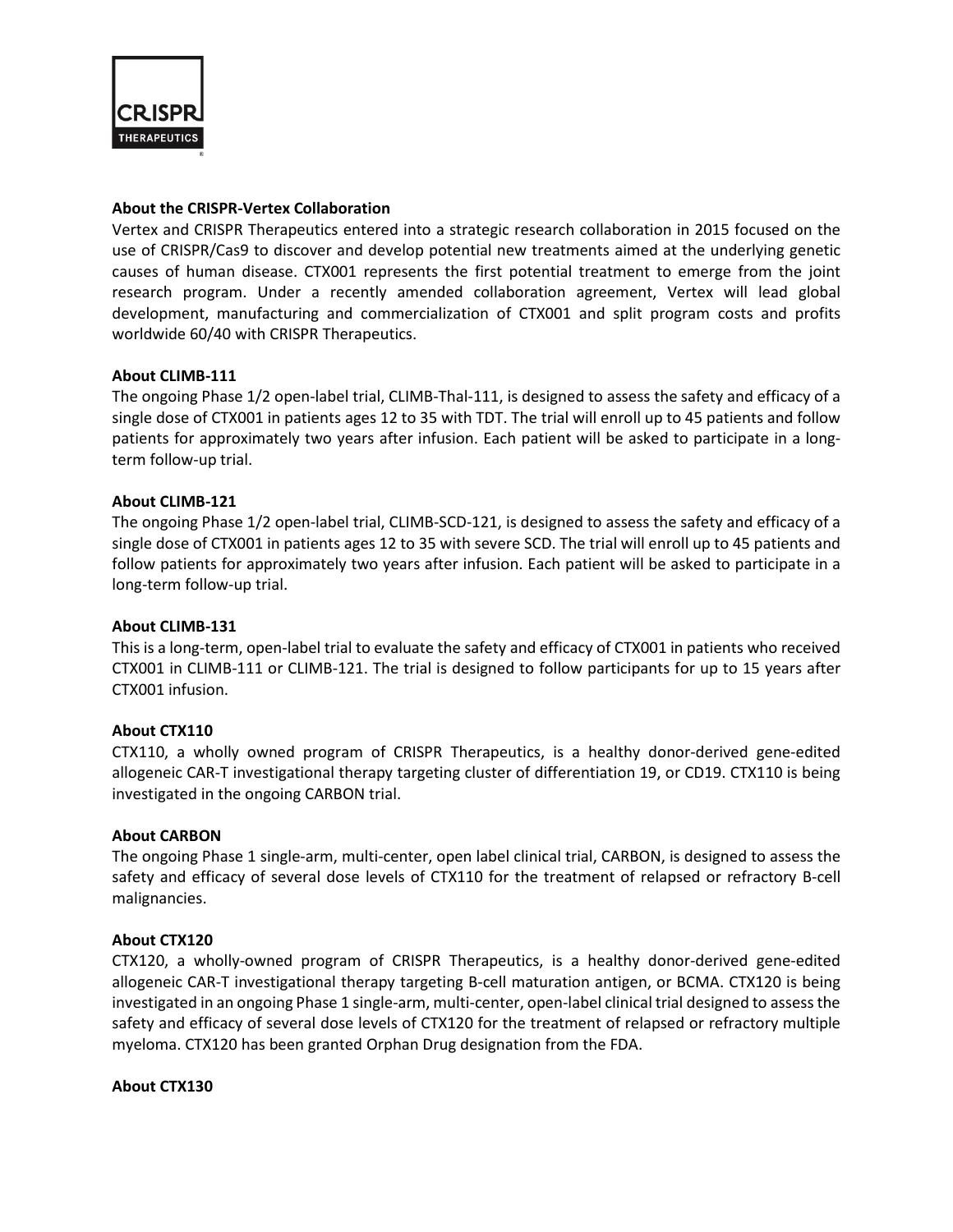**About the CRISPR-Vertex Collaboration**

Vertex and CRISPR Therapeutics entered into a strategic research collaboration in 2015 focused on the use of CRISPR/Cas9 to discover and develop potential new treatments aimed at the underlying genetic causes of human disease. CTX001 represents the first potential treatment to emerge from the joint research program. Under a recently amended collaboration agreement, Vertex will lead global development, manufacturing and commercialization of CTX001 and split program costs and profits worldwide 60/40 with CRISPR Therapeutics.

**About CLIMB-111**

The ongoing Phase 1/2 open-label trial, CLIMB-Thal-111, is designed to assess the safety and efficacy of a single dose of CTX001 in patients ages 12 to 35 with TDT. The trial will enroll up to 45 patients and follow patients for approximately two years after infusion. Each patient will be asked to participate in a long-term follow-up trial.

**About CLIMB-121**

The ongoing Phase 1/2 open-label trial, CLIMB-SCD-121, is designed to assess the safety and efficacy of a single dose of CTX001 in patients ages 12 to 35 with severe SCD. The trial will enroll up to 45 patients and follow patients for approximately two years after infusion. Each patient will be asked to participate in a long-term follow-up trial.

**About CLIMB-131**

This is a long-term, open-label trial to evaluate the safety and efficacy of CTX001 in patients who received CTX001 in CLIMB-111 or CLIMB-121. The trial is designed to follow participants for up to 15 years after CTX001 infusion.

**About CTX110**

CTX110, a wholly owned program of CRISPR Therapeutics, is a healthy donor-derived gene-edited allogeneic CAR-T investigational therapy targeting cluster of differentiation 19, or CD19. CTX110 is being investigated in the ongoing CARBON trial.

**About CARBON**

The ongoing Phase 1 single-arm, multi-center, open label clinical trial, CARBON, is designed to assess the safety and efficacy of several dose levels of CTX110 for the treatment of relapsed or refractory B-cell malignancies.

**About CTX120**

CTX120, a wholly-owned program of CRISPR Therapeutics, is a healthy donor-derived gene-edited allogeneic CAR-T investigational therapy targeting B-cell maturation antigen, or BCMA. CTX120 is being investigated in an ongoing Phase 1 single-arm, multi-center, open-label clinical trial designed to assess the safety and efficacy of several dose levels of CTX120 for the treatment of relapsed or refractory multiple myeloma. CTX120 has been granted Orphan Drug designation from the FDA.

**About CTX130**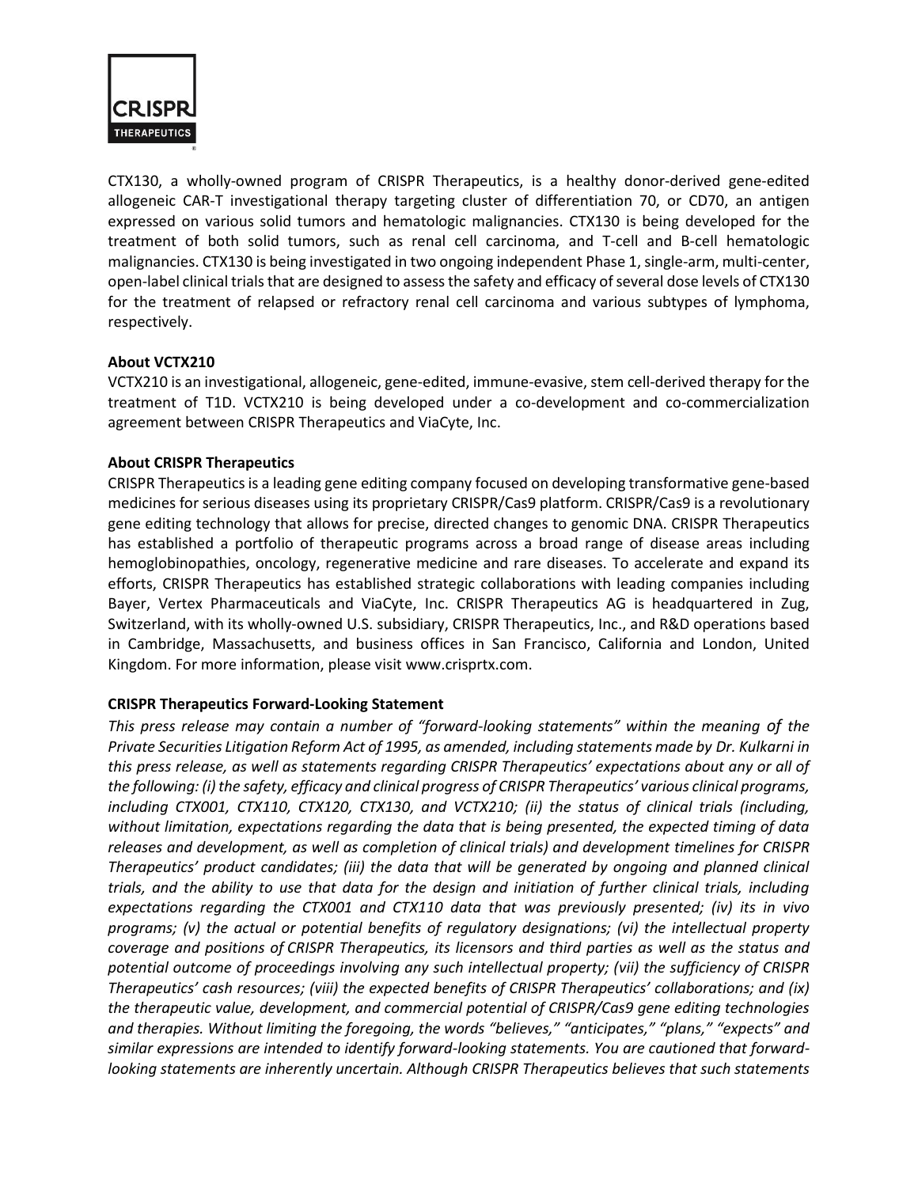CTX130, a wholly-owned program of CRISPR Therapeutics, is a healthy donor-derived gene-edited allogeneic CAR-T investigational therapy targeting cluster of differentiation 70, or CD70, an antigen expressed on various solid tumors and hematologic malignancies. CTX130 is being developed for the treatment of both solid tumors, such as renal cell carcinoma, and T-cell and B-cell hematologic malignancies. CTX130 is being investigated in two ongoing independent Phase 1, single-arm, multi-center, open-label clinical trials that are designed to assess the safety and efficacy of several dose levels of CTX130 for the treatment of relapsed or refractory renal cell carcinoma and various subtypes of lymphoma, respectively.

**About VCTX210**

VCTX210 is an investigational, allogeneic, gene-edited, immune-evasive, stem cell-derived therapy for the treatment of T1D. VCTX210 is being developed under a co-development and co-commercialization agreement between CRISPR Therapeutics and ViaCyte, Inc.

**About CRISPR Therapeutics**

CRISPR Therapeutics is a leading gene editing company focused on developing transformative gene-based medicines for serious diseases using its proprietary CRISPR/Cas9 platform. CRISPR/Cas9 is a revolutionary gene editing technology that allows for precise, directed changes to genomic DNA. CRISPR Therapeutics has established a portfolio of therapeutic programs across a broad range of disease areas including hemoglobinopathies, oncology, regenerative medicine and rare diseases. To accelerate and expand its efforts, CRISPR Therapeutics has established strategic collaborations with leading companies including Bayer, Vertex Pharmaceuticals and ViaCyte, Inc. CRISPR Therapeutics AG is headquartered in Zug, Switzerland, with its wholly-owned U.S. subsidiary, CRISPR Therapeutics, Inc., and R&D operations based in Cambridge, Massachusetts, and business offices in San Francisco, California and London, United Kingdom. For more information, please visit www.crisprtx.com.

**CRISPR Therapeutics Forward-Looking Statement**

*This press release may contain a number of "forward-looking statements" within the meaning of the Private Securities Litigation Reform Act of 1995, as amended, including statements made by Dr. Kulkarni in this press release, as well as statements regarding CRISPR Therapeutics' expectations about any or all of the following: (i) the safety, efficacy and clinical progress of CRISPR Therapeutics' various clinical programs, including CTX001, CTX110, CTX120, CTX130, and VCTX210; (ii) the status of clinical trials (including, without limitation, expectations regarding the data that is being presented, the expected timing of data releases and development, as well as completion of clinical trials) and development timelines for CRISPR Therapeutics' product candidates; (iii) the data that will be generated by ongoing and planned clinical trials, and the ability to use that data for the design and initiation of further clinical trials, including expectations regarding the CTX001 and CTX110 data that was previously presented; (iv) its in vivo programs; (v) the actual or potential benefits of regulatory designations; (vi) the intellectual property coverage and positions of CRISPR Therapeutics, its licensors and third parties as well as the status and potential outcome of proceedings involving any such intellectual property; (vii) the sufficiency of CRISPR Therapeutics' cash resources; (viii) the expected benefits of CRISPR Therapeutics' collaborations; and (ix) the therapeutic value, development, and commercial potential of CRISPR/Cas9 gene editing technologies and therapies. Without limiting the foregoing, the words "believes," "anticipates," "plans," "expects" and similar expressions are intended to identify forward-looking statements. You are cautioned that forward-looking statements are inherently uncertain. Although CRISPR Therapeutics believes that such statements*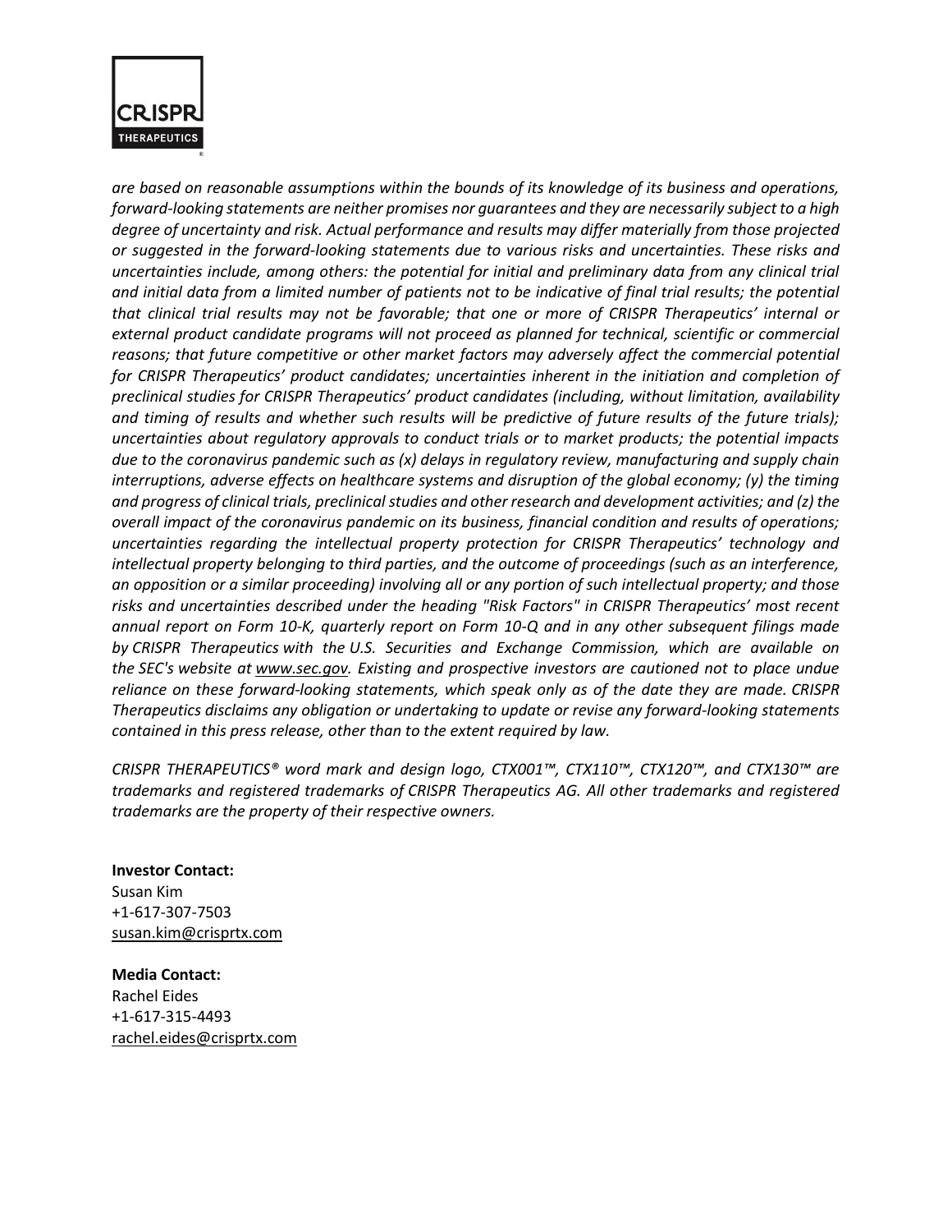*are based on reasonable assumptions within the bounds of its knowledge of its business and operations, forward-looking statements are neither promises nor guarantees and they are necessarily subject to a high degree of uncertainty and risk. Actual performance and results may differ materially from those projected or suggested in the forward-looking statements due to various risks and uncertainties. These risks and uncertainties include, among others: the potential for initial and preliminary data from any clinical trial and initial data from a limited number of patients not to be indicative of final trial results; the potential that clinical trial results may not be favorable; that one or more of CRISPR Therapeutics' internal or external product candidate programs will not proceed as planned for technical, scientific or commercial reasons; that future competitive or other market factors may adversely affect the commercial potential for CRISPR Therapeutics' product candidates; uncertainties inherent in the initiation and completion of preclinical studies for CRISPR Therapeutics' product candidates (including, without limitation, availability and timing of results and whether such results will be predictive of future results of the future trials); uncertainties about regulatory approvals to conduct trials or to market products; the potential impacts due to the coronavirus pandemic such as (x) delays in regulatory review, manufacturing and supply chain interruptions, adverse effects on healthcare systems and disruption of the global economy; (y) the timing and progress of clinical trials, preclinical studies and other research and development activities; and (z) the overall impact of the coronavirus pandemic on its business, financial condition and results of operations; uncertainties regarding the intellectual property protection for CRISPR Therapeutics' technology and intellectual property belonging to third parties, and the outcome of proceedings (such as an interference, an opposition or a similar proceeding) involving all or any portion of such intellectual property; and those risks and uncertainties described under the heading "Risk Factors" in CRISPR Therapeutics' most recent annual report on Form 10-K, quarterly report on Form 10-Q and in any other subsequent filings made by CRISPR Therapeutics with the U.S. Securities and Exchange Commission, which are available on the SEC's website at www.sec.gov. Existing and prospective investors are cautioned not to place undue reliance on these forward-looking statements, which speak only as of the date they are made. CRISPR Therapeutics disclaims any obligation or undertaking to update or revise any forward-looking statements contained in this press release, other than to the extent required by law.*

*CRISPR THERAPEUTICS® word mark and design logo, CTX001™, CTX110™, CTX120™, and CTX130™ are trademarks and registered trademarks of CRISPR Therapeutics AG. All other trademarks and registered trademarks are the property of their respective owners.*

**Investor Contact:**
Susan Kim
+1-617-307-7503
susan.kim@crisprtx.com

**Media Contact:**
Rachel Eides
+1-617-315-4493
rachel.eides@crisprtx.com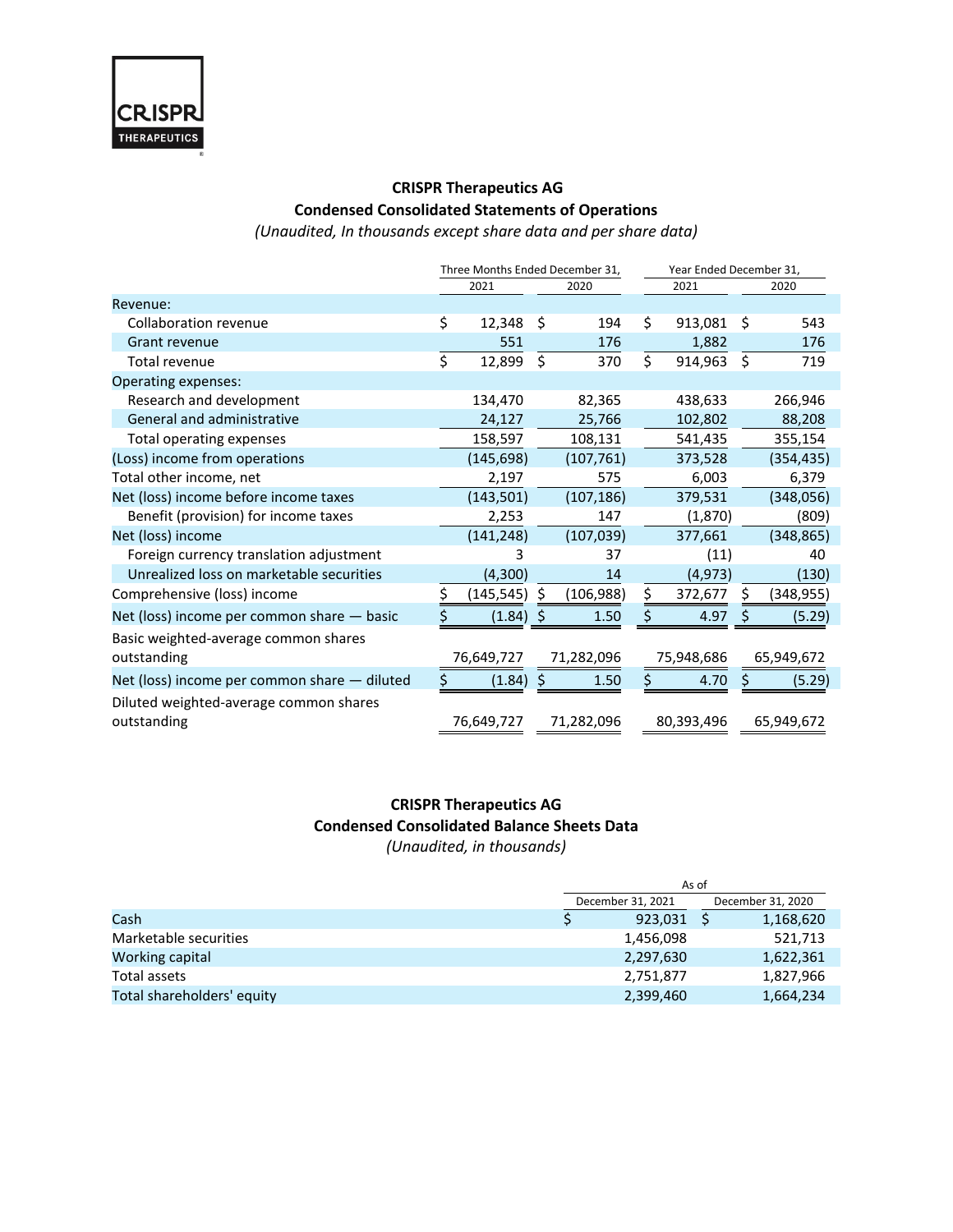CRISPR THERAPEUTICS

**CRISPR Therapeutics AG**
**Condensed Consolidated Statements of Operations**
*(Unaudited, In thousands except share data and per share data)*

| | Three Months Ended December 31, | | Year Ended December 31, | |
|---|---|---|---|---|
| | 2021 | 2020 | 2021 | 2020 |
| Revenue: | | | | |
| Collaboration revenue | $ 12,348 | $ 194 | $ 913,081 | $ 543 |
| Grant revenue | 551 | 176 | 1,882 | 176 |
| Total revenue | $ 12,899 | $ 370 | $ 914,963 | $ 719 |
| Operating expenses: | | | | |
| Research and development | 134,470 | 82,365 | 438,633 | 266,946 |
| General and administrative | 24,127 | 25,766 | 102,802 | 88,208 |
| Total operating expenses | 158,597 | 108,131 | 541,435 | 355,154 |
| (Loss) income from operations | (145,698) | (107,761) | 373,528 | (354,435) |
| Total other income, net | 2,197 | 575 | 6,003 | 6,379 |
| Net (loss) income before income taxes | (143,501) | (107,186) | 379,531 | (348,056) |
| Benefit (provision) for income taxes | 2,253 | 147 | (1,870) | (809) |
| Net (loss) income | (141,248) | (107,039) | 377,661 | (348,865) |
| Foreign currency translation adjustment | 3 | 37 | (11) | 40 |
| Unrealized loss on marketable securities | (4,300) | 14 | (4,973) | (130) |
| Comprehensive (loss) income | $ (145,545) | $ (106,988) | $ 372,677 | $ (348,955) |
| Net (loss) income per common share — basic | $ (1.84) | $ 1.50 | $ 4.97 | $ (5.29) |
| Basic weighted-average common shares outstanding | 76,649,727 | 71,282,096 | 75,948,686 | 65,949,672 |
| Net (loss) income per common share — diluted | $ (1.84) | $ 1.50 | $ 4.70 | $ (5.29) |
| Diluted weighted-average common shares outstanding | 76,649,727 | 71,282,096 | 80,393,496 | 65,949,672 |

**CRISPR Therapeutics AG**
**Condensed Consolidated Balance Sheets Data**
*(Unaudited, in thousands)*

| | As of | |
|---|---|---|
| | December 31, 2021 | December 31, 2020 |
| Cash | $ 923,031 | $ 1,168,620 |
| Marketable securities | 1,456,098 | 521,713 |
| Working capital | 2,297,630 | 1,622,361 |
| Total assets | 2,751,877 | 1,827,966 |
| Total shareholders' equity | 2,399,460 | 1,664,234 |